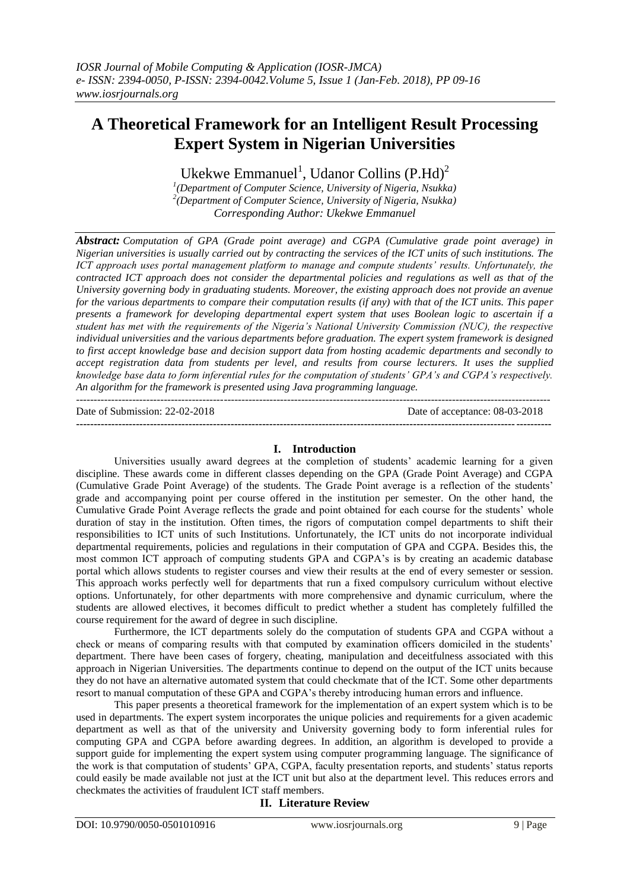# A Theoretical Framework for an Intelligent Result Processing Expert System in Nigerian Universities

Ukekwe Emmanuel[1], Udanor Collins (P.Hd)[2]

[1](Department of Computer Science, University of Nigeria, Nsukka)
[2](Department of Computer Science, University of Nigeria, Nsukka)
*Corresponding Author: Ukekwe Emmanuel*

***Abstract:*** *Computation of GPA (Grade point average) and CGPA (Cumulative grade point average) in Nigerian universities is usually carried out by contracting the services of the ICT units of such institutions. The ICT approach uses portal management platform to manage and compute students' results. Unfortunately, the contracted ICT approach does not consider the departmental policies and regulations as well as that of the University governing body in graduating students. Moreover, the existing approach does not provide an avenue for the various departments to compare their computation results (if any) with that of the ICT units. This paper presents a framework for developing departmental expert system that uses Boolean logic to ascertain if a student has met with the requirements of the Nigeria's National University Commission (NUC), the respective individual universities and the various departments before graduation. The expert system framework is designed to first accept knowledge base and decision support data from hosting academic departments and secondly to accept registration data from students per level, and results from course lecturers. It uses the supplied knowledge base data to form inferential rules for the computation of students' GPA's and CGPA's respectively. An algorithm for the framework is presented using Java programming language.*

---

Date of Submission: 22-02-2018 Date of acceptance: 08-03-2018

---

## I. Introduction

Universities usually award degrees at the completion of students' academic learning for a given discipline. These awards come in different classes depending on the GPA (Grade Point Average) and CGPA (Cumulative Grade Point Average) of the students. The Grade Point average is a reflection of the students' grade and accompanying point per course offered in the institution per semester. On the other hand, the Cumulative Grade Point Average reflects the grade and point obtained for each course for the students' whole duration of stay in the institution. Often times, the rigors of computation compel departments to shift their responsibilities to ICT units of such Institutions. Unfortunately, the ICT units do not incorporate individual departmental requirements, policies and regulations in their computation of GPA and CGPA. Besides this, the most common ICT approach of computing students GPA and CGPA's is by creating an academic database portal which allows students to register courses and view their results at the end of every semester or session. This approach works perfectly well for departments that run a fixed compulsory curriculum without elective options. Unfortunately, for other departments with more comprehensive and dynamic curriculum, where the students are allowed electives, it becomes difficult to predict whether a student has completely fulfilled the course requirement for the award of degree in such discipline.

Furthermore, the ICT departments solely do the computation of students GPA and CGPA without a check or means of comparing results with that computed by examination officers domiciled in the students' department. There have been cases of forgery, cheating, manipulation and deceitfulness associated with this approach in Nigerian Universities. The departments continue to depend on the output of the ICT units because they do not have an alternative automated system that could checkmate that of the ICT. Some other departments resort to manual computation of these GPA and CGPA's thereby introducing human errors and influence.

This paper presents a theoretical framework for the implementation of an expert system which is to be used in departments. The expert system incorporates the unique policies and requirements for a given academic department as well as that of the university and University governing body to form inferential rules for computing GPA and CGPA before awarding degrees. In addition, an algorithm is developed to provide a support guide for implementing the expert system using computer programming language. The significance of the work is that computation of students' GPA, CGPA, faculty presentation reports, and students' status reports could easily be made available not just at the ICT unit but also at the department level. This reduces errors and checkmates the activities of fraudulent ICT staff members.

## II. Literature Review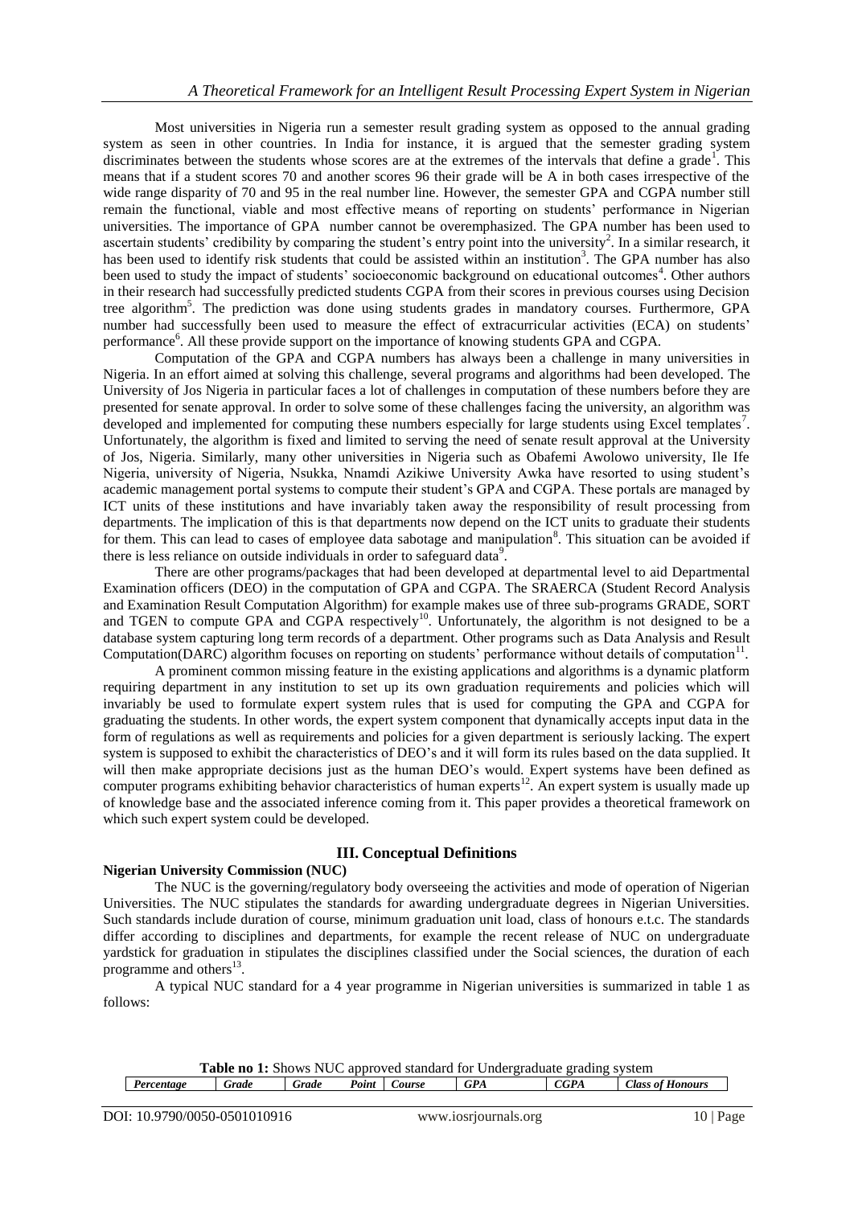Most universities in Nigeria run a semester result grading system as opposed to the annual grading system as seen in other countries. In India for instance, it is argued that the semester grading system discriminates between the students whose scores are at the extremes of the intervals that define a grade[1]. This means that if a student scores 70 and another scores 96 their grade will be A in both cases irrespective of the wide range disparity of 70 and 95 in the real number line. However, the semester GPA and CGPA number still remain the functional, viable and most effective means of reporting on students' performance in Nigerian universities. The importance of GPA number cannot be overemphasized. The GPA number has been used to ascertain students' credibility by comparing the student's entry point into the university[2]. In a similar research, it has been used to identify risk students that could be assisted within an institution[3]. The GPA number has also been used to study the impact of students' socioeconomic background on educational outcomes[4]. Other authors in their research had successfully predicted students CGPA from their scores in previous courses using Decision tree algorithm[5]. The prediction was done using students grades in mandatory courses. Furthermore, GPA number had successfully been used to measure the effect of extracurricular activities (ECA) on students' performance[6]. All these provide support on the importance of knowing students GPA and CGPA.

Computation of the GPA and CGPA numbers has always been a challenge in many universities in Nigeria. In an effort aimed at solving this challenge, several programs and algorithms had been developed. The University of Jos Nigeria in particular faces a lot of challenges in computation of these numbers before they are presented for senate approval. In order to solve some of these challenges facing the university, an algorithm was developed and implemented for computing these numbers especially for large students using Excel templates[7]. Unfortunately, the algorithm is fixed and limited to serving the need of senate result approval at the University of Jos, Nigeria. Similarly, many other universities in Nigeria such as Obafemi Awolowo university, Ile Ife Nigeria, university of Nigeria, Nsukka, Nnamdi Azikiwe University Awka have resorted to using student's academic management portal systems to compute their student's GPA and CGPA. These portals are managed by ICT units of these institutions and have invariably taken away the responsibility of result processing from departments. The implication of this is that departments now depend on the ICT units to graduate their students for them. This can lead to cases of employee data sabotage and manipulation[8]. This situation can be avoided if there is less reliance on outside individuals in order to safeguard data[9].

There are other programs/packages that had been developed at departmental level to aid Departmental Examination officers (DEO) in the computation of GPA and CGPA. The SRAERCA (Student Record Analysis and Examination Result Computation Algorithm) for example makes use of three sub-programs GRADE, SORT and TGEN to compute GPA and CGPA respectively[10]. Unfortunately, the algorithm is not designed to be a database system capturing long term records of a department. Other programs such as Data Analysis and Result Computation(DARC) algorithm focuses on reporting on students' performance without details of computation[11].

A prominent common missing feature in the existing applications and algorithms is a dynamic platform requiring department in any institution to set up its own graduation requirements and policies which will invariably be used to formulate expert system rules that is used for computing the GPA and CGPA for graduating the students. In other words, the expert system component that dynamically accepts input data in the form of regulations as well as requirements and policies for a given department is seriously lacking. The expert system is supposed to exhibit the characteristics of DEO's and it will form its rules based on the data supplied. It will then make appropriate decisions just as the human DEO's would. Expert systems have been defined as computer programs exhibiting behavior characteristics of human experts[12]. An expert system is usually made up of knowledge base and the associated inference coming from it. This paper provides a theoretical framework on which such expert system could be developed.

## III. Conceptual Definitions

### Nigerian University Commission (NUC)

The NUC is the governing/regulatory body overseeing the activities and mode of operation of Nigerian Universities. The NUC stipulates the standards for awarding undergraduate degrees in Nigerian Universities. Such standards include duration of course, minimum graduation unit load, class of honours e.t.c. The standards differ according to disciplines and departments, for example the recent release of NUC on undergraduate yardstick for graduation in stipulates the disciplines classified under the Social sciences, the duration of each programme and others[13].

A typical NUC standard for a 4 year programme in Nigerian universities is summarized in table 1 as follows:

**Table no 1:** Shows NUC approved standard for Undergraduate grading system

| *Percentage* | *Grade* | *Grade* | *Point* | *Course* | *GPA* | *CGPA* | *Class of Honours* |
|---|---|---|---|---|---|---|---|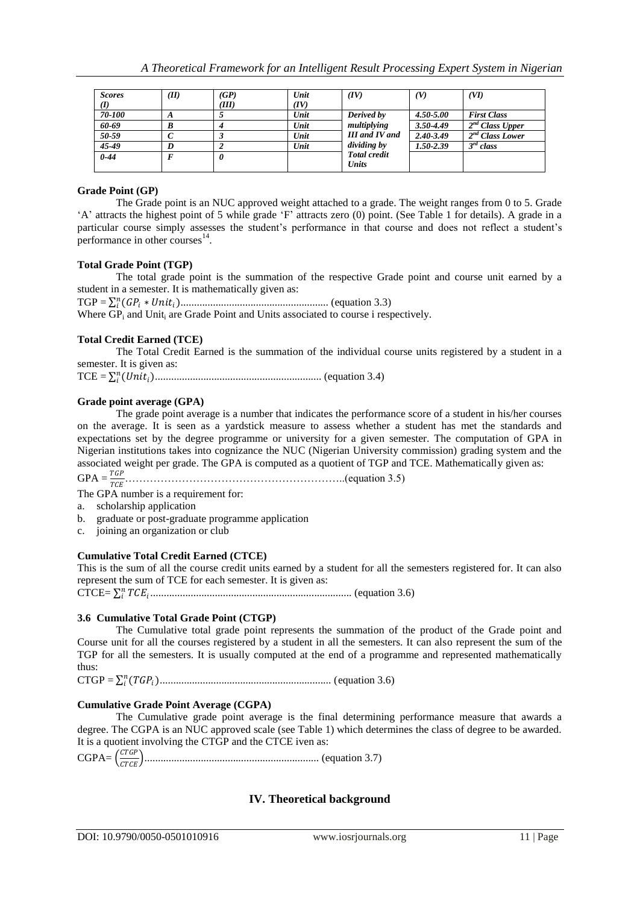| *Scores (I)* | *(II)* | *(GP) (III)* | *Unit (IV)* | *(IV)* | *(V)* | *(VI)* |
|---|---|---|---|---|---|---|
| *70-100* | *A* | *5* | *Unit* | *Derived by multiplying III and IV and dividing by Total credit Units* | *4.50-5.00* | *First Class* |
| *60-69* | *B* | *4* | *Unit* | | *3.50-4.49* | *2nd Class Upper* |
| *50-59* | *C* | *3* | *Unit* | | *2.40-3.49* | *2nd Class Lower* |
| *45-49* | *D* | *2* | *Unit* | | *1.50-2.39* | *3rd class* |
| *0-44* | *F* | *0* | | | | |

**Grade Point (GP)**

The Grade point is an NUC approved weight attached to a grade. The weight ranges from 0 to 5. Grade 'A' attracts the highest point of 5 while grade 'F' attracts zero (0) point. (See Table 1 for details). A grade in a particular course simply assesses the student's performance in that course and does not reflect a student's performance in other courses[14].

**Total Grade Point (TGP)**

The total grade point is the summation of the respective Grade point and course unit earned by a student in a semester. It is mathematically given as:

TGP = $\sum_i^n (GP_i * Unit_i)$...................................................... (equation 3.3)

Where $GP_i$ and $Unit_i$ are Grade Point and Units associated to course i respectively.

**Total Credit Earned (TCE)**

The Total Credit Earned is the summation of the individual course units registered by a student in a semester. It is given as:

TCE = $\sum_i^n (Unit_i)$............................................................. (equation 3.4)

**Grade point average (GPA)**

The grade point average is a number that indicates the performance score of a student in his/her courses on the average. It is seen as a yardstick measure to assess whether a student has met the standards and expectations set by the degree programme or university for a given semester. The computation of GPA in Nigerian institutions takes into cognizance the NUC (Nigerian University commission) grading system and the associated weight per grade. The GPA is computed as a quotient of TGP and TCE. Mathematically given as:

GPA = $\frac{TGP}{TCE}$……………………………………………………..(equation 3.5)

The GPA number is a requirement for:

a. scholarship application
b. graduate or post-graduate programme application
c. joining an organization or club

**Cumulative Total Credit Earned (CTCE)**

This is the sum of all the course credit units earned by a student for all the semesters registered for. It can also represent the sum of TCE for each semester. It is given as:

CTCE= $\sum_i^n TCE_i$.......................................................................... (equation 3.6)

**3.6 Cumulative Total Grade Point (CTGP)**

The Cumulative total grade point represents the summation of the product of the Grade point and Course unit for all the courses registered by a student in all the semesters. It can also represent the sum of the TGP for all the semesters. It is usually computed at the end of a programme and represented mathematically thus:

CTGP = $\sum_i^n (TGP_i)$................................................................ (equation 3.6)

**Cumulative Grade Point Average (CGPA)**

The Cumulative grade point average is the final determining performance measure that awards a degree. The CGPA is an NUC approved scale (see Table 1) which determines the class of degree to be awarded. It is a quotient involving the CTGP and the CTCE iven as:

CGPA= $\left(\frac{CTGP}{CTCE}\right)$................................................................ (equation 3.7)

## IV. Theoretical background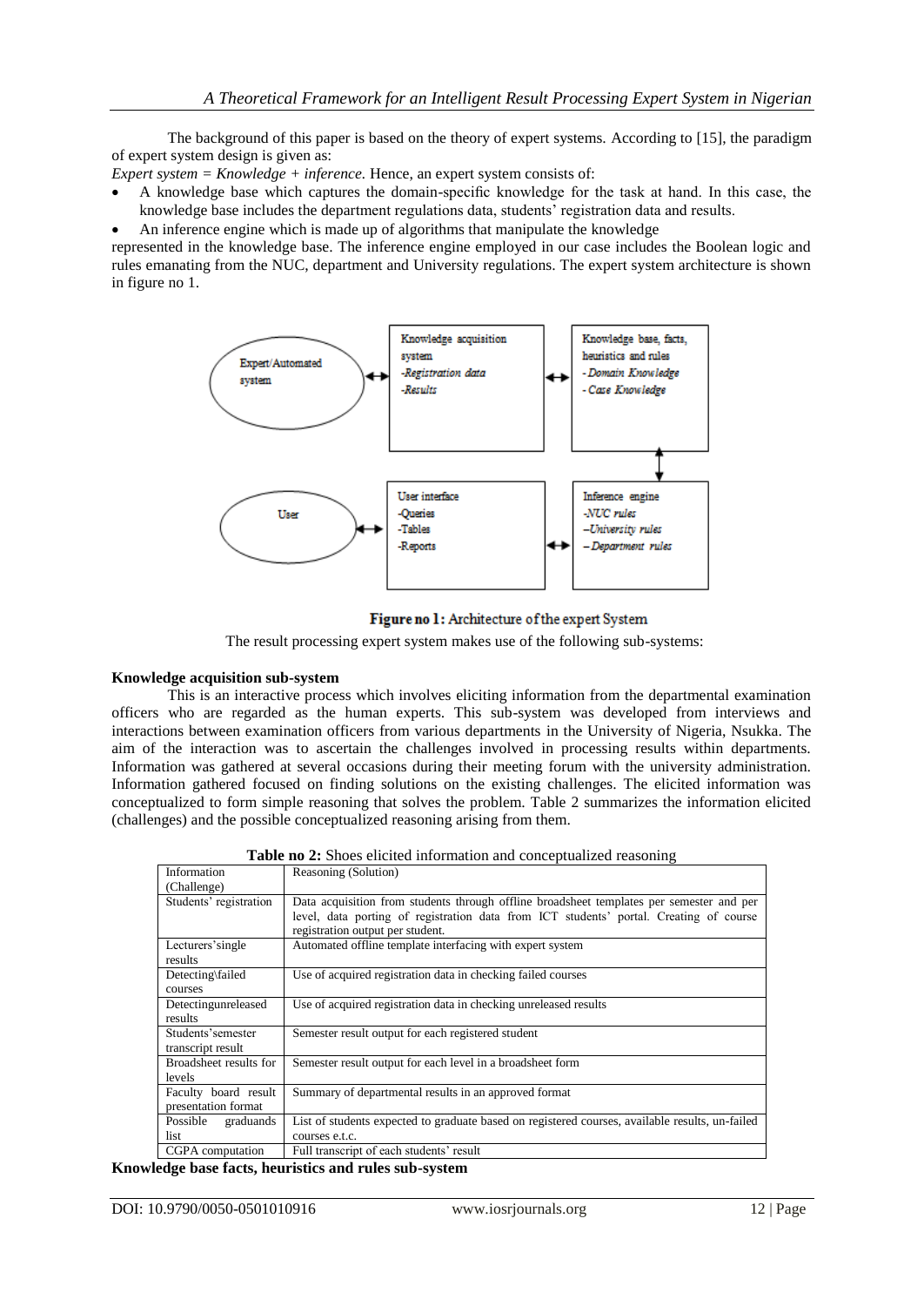The background of this paper is based on the theory of expert systems. According to [15], the paradigm of expert system design is given as:

*Expert system = Knowledge + inference.* Hence, an expert system consists of:

- A knowledge base which captures the domain-specific knowledge for the task at hand. In this case, the knowledge base includes the department regulations data, students' registration data and results.
- An inference engine which is made up of algorithms that manipulate the knowledge

represented in the knowledge base. The inference engine employed in our case includes the Boolean logic and rules emanating from the NUC, department and University regulations. The expert system architecture is shown in figure no 1.

**Figure no 1:** Architecture of the expert System

The result processing expert system makes use of the following sub-systems:

**Knowledge acquisition sub-system**

This is an interactive process which involves eliciting information from the departmental examination officers who are regarded as the human experts. This sub-system was developed from interviews and interactions between examination officers from various departments in the University of Nigeria, Nsukka. The aim of the interaction was to ascertain the challenges involved in processing results within departments. Information was gathered at several occasions during their meeting forum with the university administration. Information gathered focused on finding solutions on the existing challenges. The elicited information was conceptualized to form simple reasoning that solves the problem. Table 2 summarizes the information elicited (challenges) and the possible conceptualized reasoning arising from them.

**Table no 2:** Shoes elicited information and conceptualized reasoning

| Information (Challenge) | Reasoning (Solution) |
|---|---|
| Students' registration | Data acquisition from students through offline broadsheet templates per semester and per level, data porting of registration data from ICT students' portal. Creating of course registration output per student. |
| Lecturers'single results | Automated offline template interfacing with expert system |
| Detecting\failed courses | Use of acquired registration data in checking failed courses |
| Detectingunreleased results | Use of acquired registration data in checking unreleased results |
| Students'semester transcript result | Semester result output for each registered student |
| Broadsheet results for levels | Semester result output for each level in a broadsheet form |
| Faculty board result presentation format | Summary of departmental results in an approved format |
| Possible graduands list | List of students expected to graduate based on registered courses, available results, un-failed courses e.t.c. |
| CGPA computation | Full transcript of each students' result |

**Knowledge base facts, heuristics and rules sub-system**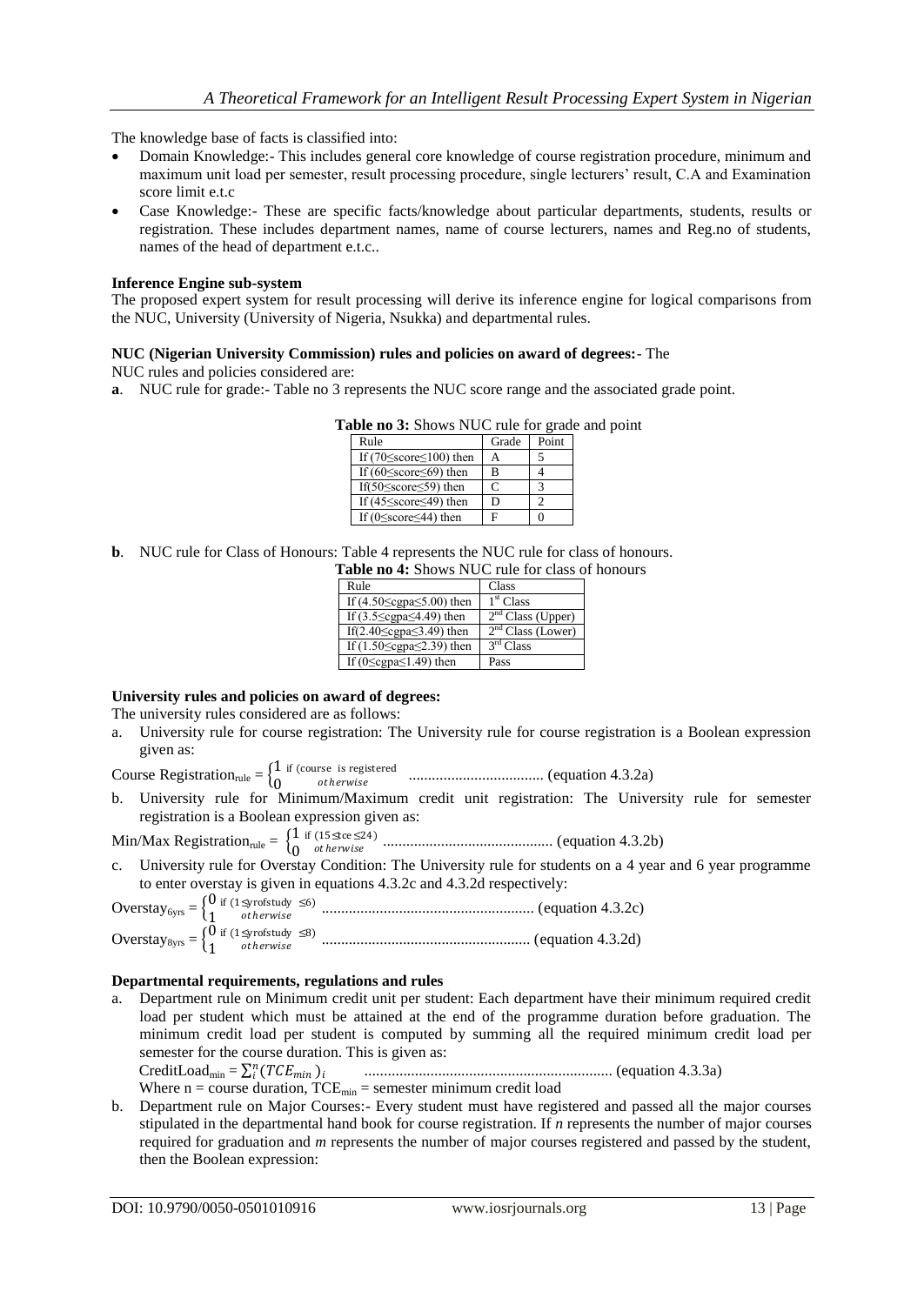The knowledge base of facts is classified into:

- Domain Knowledge:- This includes general core knowledge of course registration procedure, minimum and maximum unit load per semester, result processing procedure, single lecturers' result, C.A and Examination score limit e.t.c
- Case Knowledge:- These are specific facts/knowledge about particular departments, students, results or registration. These includes department names, name of course lecturers, names and Reg.no of students, names of the head of department e.t.c..

**Inference Engine sub-system**

The proposed expert system for result processing will derive its inference engine for logical comparisons from the NUC, University (University of Nigeria, Nsukka) and departmental rules.

**NUC (Nigerian University Commission) rules and policies on award of degrees:**- The NUC rules and policies considered are:

**a**. NUC rule for grade:- Table no 3 represents the NUC score range and the associated grade point.

**Table no 3:** Shows NUC rule for grade and point

| Rule | Grade | Point |
|---|---|---|
| If (70≤score≤100) then | A | 5 |
| If (60≤score≤69) then | B | 4 |
| If(50≤score≤59) then | C | 3 |
| If (45≤score≤49) then | D | 2 |
| If (0≤score≤44) then | F | 0 |

**b**. NUC rule for Class of Honours: Table 4 represents the NUC rule for class of honours.

**Table no 4:** Shows NUC rule for class of honours

| Rule | Class |
|---|---|
| If (4.50≤cgpa≤5.00) then | 1st Class |
| If (3.5≤cgpa≤4.49) then | 2nd Class (Upper) |
| If(2.40≤cgpa≤3.49) then | 2nd Class (Lower) |
| If (1.50≤cgpa≤2.39) then | 3rd Class |
| If (0≤cgpa≤1.49) then | Pass |

**University rules and policies on award of degrees:**

The university rules considered are as follows:

a. University rule for course registration: The University rule for course registration is a Boolean expression given as:

$$\text{Course Registration}_{\text{rule}} = \begin{cases} 1 & \text{if (course is registered} \\ 0 & otherwise \end{cases} \quad \text{(equation 4.3.2a)}$$

b. University rule for Minimum/Maximum credit unit registration: The University rule for semester registration is a Boolean expression given as:

$$\text{Min/Max Registration}_{\text{rule}} = \begin{cases} 1 & \text{if } (15 \leq tce \leq 24) \\ 0 & otherwise \end{cases} \quad \text{(equation 4.3.2b)}$$

c. University rule for Overstay Condition: The University rule for students on a 4 year and 6 year programme to enter overstay is given in equations 4.3.2c and 4.3.2d respectively:

$$\text{Overstay}_{6\text{yrs}} = \begin{cases} 0 & \text{if } (1 \leq \text{yrofstudy} \leq 6) \\ 1 & otherwise \end{cases} \quad \text{(equation 4.3.2c)}$$

$$\text{Overstay}_{8\text{yrs}} = \begin{cases} 0 & \text{if } (1 \leq \text{yrofstudy} \leq 8) \\ 1 & otherwise \end{cases} \quad \text{(equation 4.3.2d)}$$

**Departmental requirements, regulations and rules**

a. Department rule on Minimum credit unit per student: Each department have their minimum required credit load per student which must be attained at the end of the programme duration before graduation. The minimum credit load per student is computed by summing all the required minimum credit load per semester for the course duration. This is given as:

$$\text{CreditLoad}_{\min} = \sum_{i}^{n} (TCE_{min})_i \quad \text{(equation 4.3.3a)}$$

Where n = course duration, $TCE_{min}$ = semester minimum credit load

b. Department rule on Major Courses:- Every student must have registered and passed all the major courses stipulated in the departmental hand book for course registration. If *n* represents the number of major courses required for graduation and *m* represents the number of major courses registered and passed by the student, then the Boolean expression: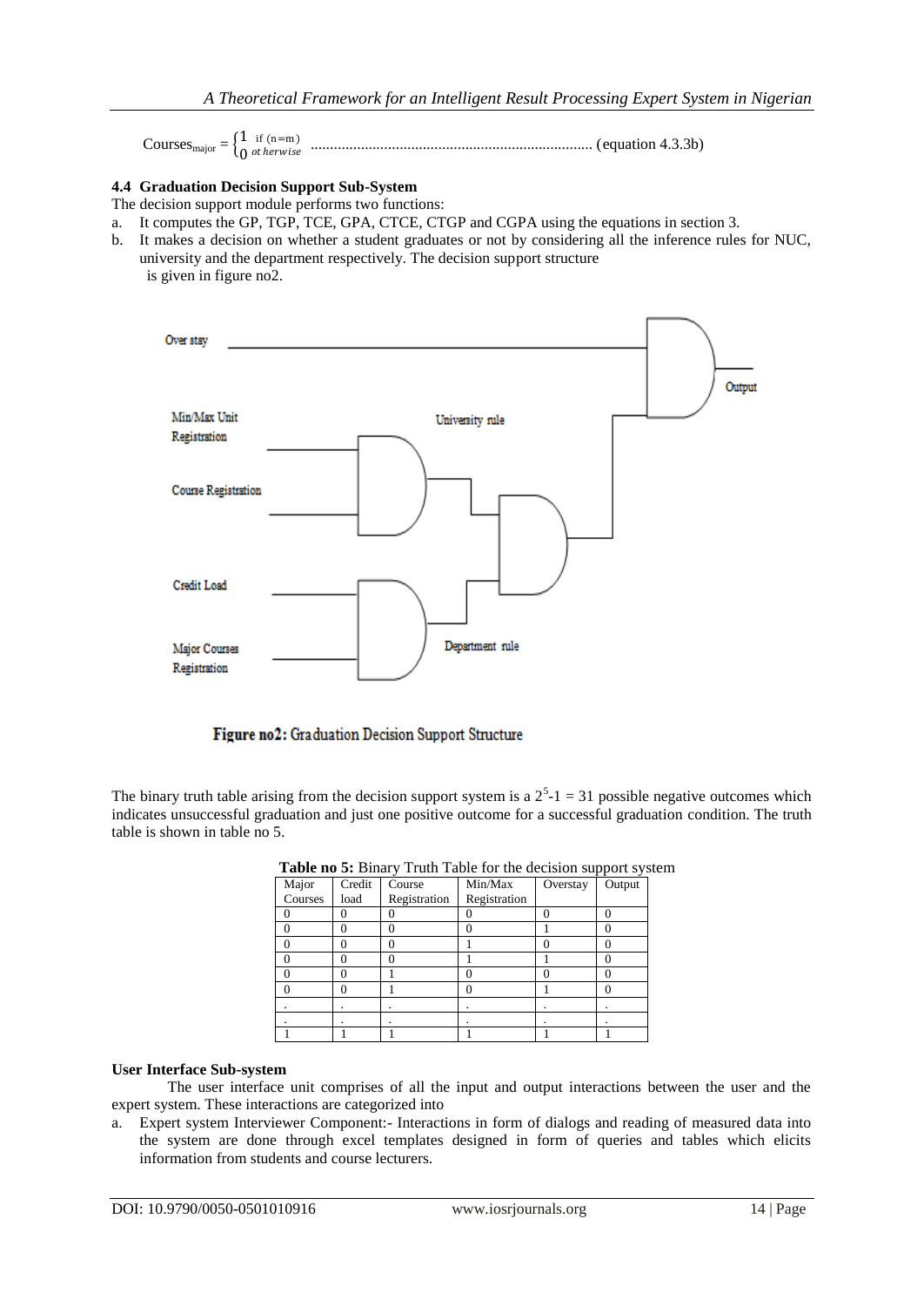$$\text{Courses}_{\text{major}} = \begin{cases} 1 & \text{if } (n=m) \\ 0 & \text{otherwise} \end{cases} \quad \text{(equation 4.3.3b)}$$

### 4.4 Graduation Decision Support Sub-System

The decision support module performs two functions:

a. It computes the GP, TGP, TCE, GPA, CTCE, CTGP and CGPA using the equations in section 3.
b. It makes a decision on whether a student graduates or not by considering all the inference rules for NUC, university and the department respectively. The decision support structure is given in figure no2.

Figure no2: Graduation Decision Support Structure

The binary truth table arising from the decision support system is a $2^5-1 = 31$ possible negative outcomes which indicates unsuccessful graduation and just one positive outcome for a successful graduation condition. The truth table is shown in table no 5.

**Table no 5:** Binary Truth Table for the decision support system

| Major Courses | Credit load | Course Registration | Min/Max Registration | Overstay | Output |
|---|---|---|---|---|---|
| 0 | 0 | 0 | 0 | 0 | 0 |
| 0 | 0 | 0 | 0 | 1 | 0 |
| 0 | 0 | 0 | 1 | 0 | 0 |
| 0 | 0 | 0 | 1 | 1 | 0 |
| 0 | 0 | 1 | 0 | 0 | 0 |
| 0 | 0 | 1 | 0 | 1 | 0 |
| . | . | . | . | . | . |
| . | . | . | . | . | . |
| 1 | 1 | 1 | 1 | 1 | 1 |

**User Interface Sub-system**

The user interface unit comprises of all the input and output interactions between the user and the expert system. These interactions are categorized into

a. Expert system Interviewer Component:- Interactions in form of dialogs and reading of measured data into the system are done through excel templates designed in form of queries and tables which elicits information from students and course lecturers.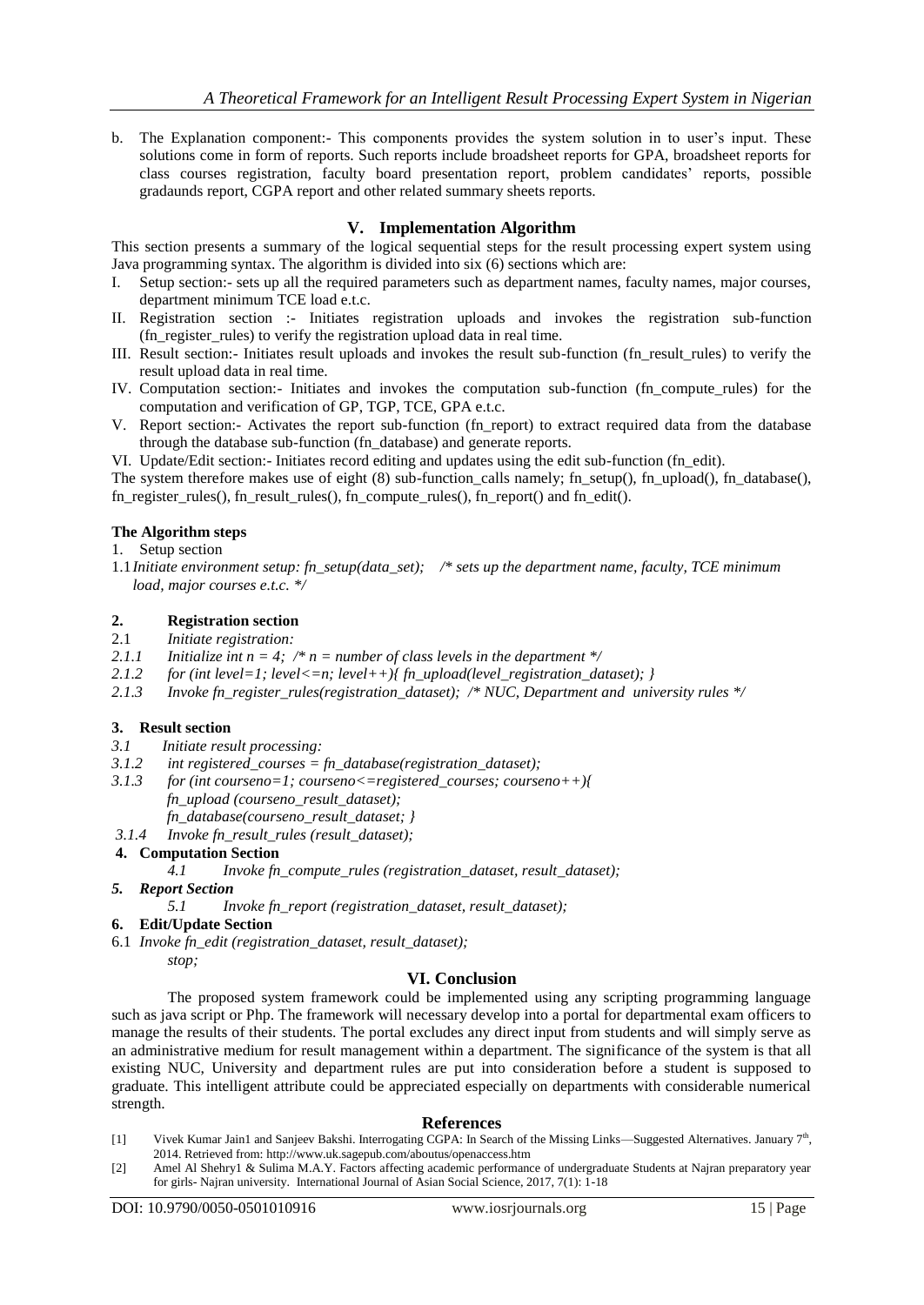b. The Explanation component:- This components provides the system solution in to user's input. These solutions come in form of reports. Such reports include broadsheet reports for GPA, broadsheet reports for class courses registration, faculty board presentation report, problem candidates' reports, possible gradaunds report, CGPA report and other related summary sheets reports.

## V. Implementation Algorithm

This section presents a summary of the logical sequential steps for the result processing expert system using Java programming syntax. The algorithm is divided into six (6) sections which are:

I. Setup section:- sets up all the required parameters such as department names, faculty names, major courses, department minimum TCE load e.t.c.
II. Registration section :- Initiates registration uploads and invokes the registration sub-function (fn_register_rules) to verify the registration upload data in real time.
III. Result section:- Initiates result uploads and invokes the result sub-function (fn_result_rules) to verify the result upload data in real time.
IV. Computation section:- Initiates and invokes the computation sub-function (fn_compute_rules) for the computation and verification of GP, TGP, TCE, GPA e.t.c.
V. Report section:- Activates the report sub-function (fn_report) to extract required data from the database through the database sub-function (fn_database) and generate reports.
VI. Update/Edit section:- Initiates record editing and updates using the edit sub-function (fn_edit).

The system therefore makes use of eight (8) sub-function_calls namely; fn_setup(), fn_upload(), fn_database(), fn_register_rules(), fn_result_rules(), fn_compute_rules(), fn_report() and fn_edit().

**The Algorithm steps**

1. Setup section

1.1 *Initiate environment setup: fn_setup(data_set); /* sets up the department name, faculty, TCE minimum load, major courses e.t.c. */*

**2. Registration section**

2.1 *Initiate registration:*

*2.1.1 Initialize int n = 4; /* n = number of class levels in the department */*

*2.1.2 for (int level=1; level<=n; level++){ fn_upload(level_registration_dataset); }*

*2.1.3 Invoke fn_register_rules(registration_dataset); /* NUC, Department and university rules */*

**3. Result section**

*3.1 Initiate result processing:*

*3.1.2 int registered_courses = fn_database(registration_dataset);*

*3.1.3 for (int courseno=1; courseno<=registered_courses; courseno++){*
*fn_upload (courseno_result_dataset);*
*fn_database(courseno_result_dataset; }*

*3.1.4 Invoke fn_result_rules (result_dataset);*

**4. Computation Section**

*4.1 Invoke fn_compute_rules (registration_dataset, result_dataset);*

***5. Report Section***

*5.1 Invoke fn_report (registration_dataset, result_dataset);*

**6. Edit/Update Section**

6.1 *Invoke fn_edit (registration_dataset, result_dataset);*
*stop;*

## VI. Conclusion

The proposed system framework could be implemented using any scripting programming language such as java script or Php. The framework will necessary develop into a portal for departmental exam officers to manage the results of their students. The portal excludes any direct input from students and will simply serve as an administrative medium for result management within a department. The significance of the system is that all existing NUC, University and department rules are put into consideration before a student is supposed to graduate. This intelligent attribute could be appreciated especially on departments with considerable numerical strength.

## References

[1] Vivek Kumar Jain1 and Sanjeev Bakshi. Interrogating CGPA: In Search of the Missing Links—Suggested Alternatives. January 7th, 2014. Retrieved from: http://www.uk.sagepub.com/aboutus/openaccess.htm

[2] Amel Al Shehry1 & Sulima M.A.Y. Factors affecting academic performance of undergraduate Students at Najran preparatory year for girls- Najran university. International Journal of Asian Social Science, 2017, 7(1): 1-18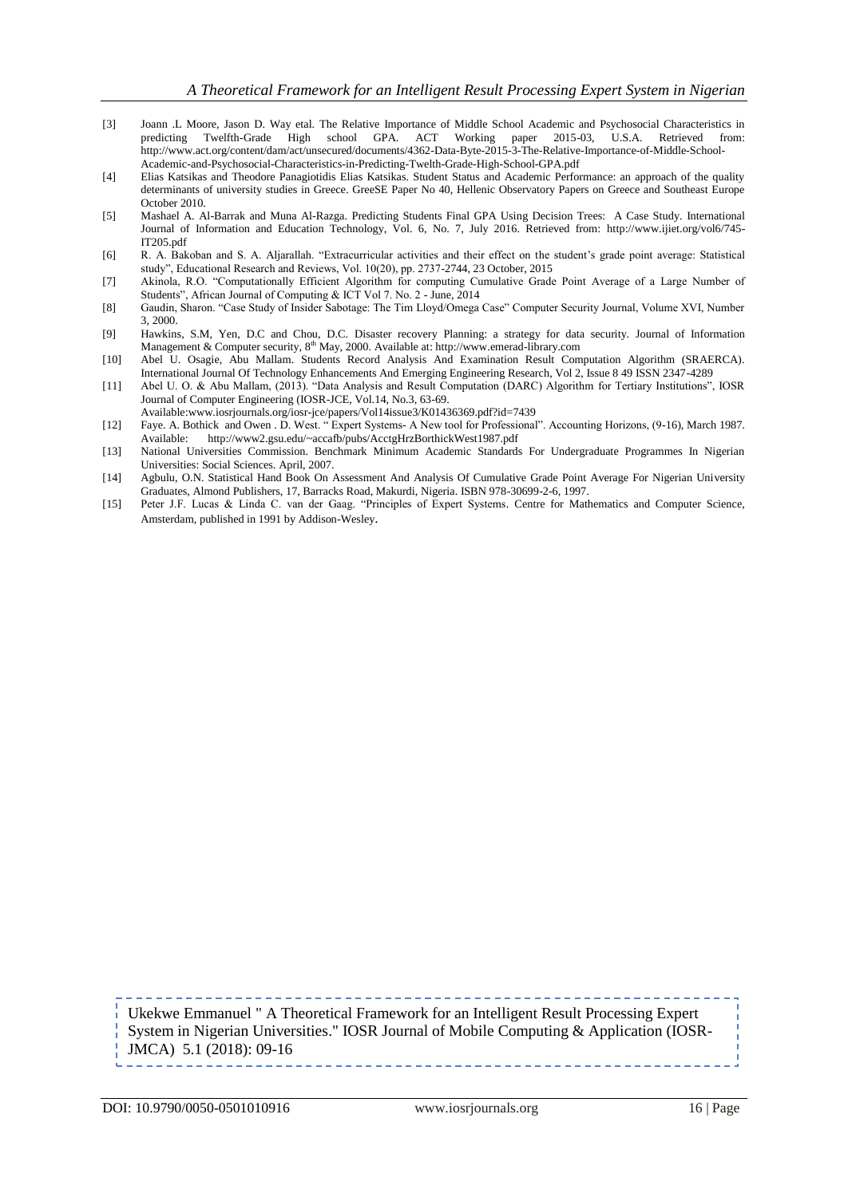[3] Joann .L Moore, Jason D. Way etal. The Relative Importance of Middle School Academic and Psychosocial Characteristics in predicting Twelfth-Grade High school GPA. ACT Working paper 2015-03, U.S.A. Retrieved from: http://www.act.org/content/dam/act/unsecured/documents/4362-Data-Byte-2015-3-The-Relative-Importance-of-Middle-School-Academic-and-Psychosocial-Characteristics-in-Predicting-Twelth-Grade-High-School-GPA.pdf

[4] Elias Katsikas and Theodore Panagiotidis Elias Katsikas. Student Status and Academic Performance: an approach of the quality determinants of university studies in Greece. GreeSE Paper No 40, Hellenic Observatory Papers on Greece and Southeast Europe October 2010.

[5] Mashael A. Al-Barrak and Muna Al-Razga. Predicting Students Final GPA Using Decision Trees: A Case Study. International Journal of Information and Education Technology, Vol. 6, No. 7, July 2016. Retrieved from: http://www.ijiet.org/vol6/745-IT205.pdf

[6] R. A. Bakoban and S. A. Aljarallah. "Extracurricular activities and their effect on the student's grade point average: Statistical study", Educational Research and Reviews, Vol. 10(20), pp. 2737-2744, 23 October, 2015

[7] Akinola, R.O. "Computationally Efficient Algorithm for computing Cumulative Grade Point Average of a Large Number of Students", African Journal of Computing & ICT Vol 7. No. 2 - June, 2014

[8] Gaudin, Sharon. "Case Study of Insider Sabotage: The Tim Lloyd/Omega Case" Computer Security Journal, Volume XVI, Number 3, 2000.

[9] Hawkins, S.M, Yen, D.C and Chou, D.C. Disaster recovery Planning: a strategy for data security. Journal of Information Management & Computer security, 8th May, 2000. Available at: http://www.emerad-library.com

[10] Abel U. Osagie, Abu Mallam. Students Record Analysis And Examination Result Computation Algorithm (SRAERCA). International Journal Of Technology Enhancements And Emerging Engineering Research, Vol 2, Issue 8 49 ISSN 2347-4289

[11] Abel U. O. & Abu Mallam, (2013). "Data Analysis and Result Computation (DARC) Algorithm for Tertiary Institutions", IOSR Journal of Computer Engineering (IOSR-JCE, Vol.14, No.3, 63-69. Available:www.iosrjournals.org/iosr-jce/papers/Vol14issue3/K01436369.pdf?id=7439

[12] Faye. A. Bothick and Owen . D. West. " Expert Systems- A New tool for Professional". Accounting Horizons, (9-16), March 1987. Available: http://www2.gsu.edu/~accafb/pubs/AcctgHrzBorthickWest1987.pdf

[13] National Universities Commission. Benchmark Minimum Academic Standards For Undergraduate Programmes In Nigerian Universities: Social Sciences. April, 2007.

[14] Agbulu, O.N. Statistical Hand Book On Assessment And Analysis Of Cumulative Grade Point Average For Nigerian University Graduates, Almond Publishers, 17, Barracks Road, Makurdi, Nigeria. ISBN 978-30699-2-6, 1997.

[15] Peter J.F. Lucas & Linda C. van der Gaag. "Principles of Expert Systems. Centre for Mathematics and Computer Science, Amsterdam, published in 1991 by Addison-Wesley.

Ukekwe Emmanuel " A Theoretical Framework for an Intelligent Result Processing Expert System in Nigerian Universities." IOSR Journal of Mobile Computing & Application (IOSR-JMCA) 5.1 (2018): 09-16